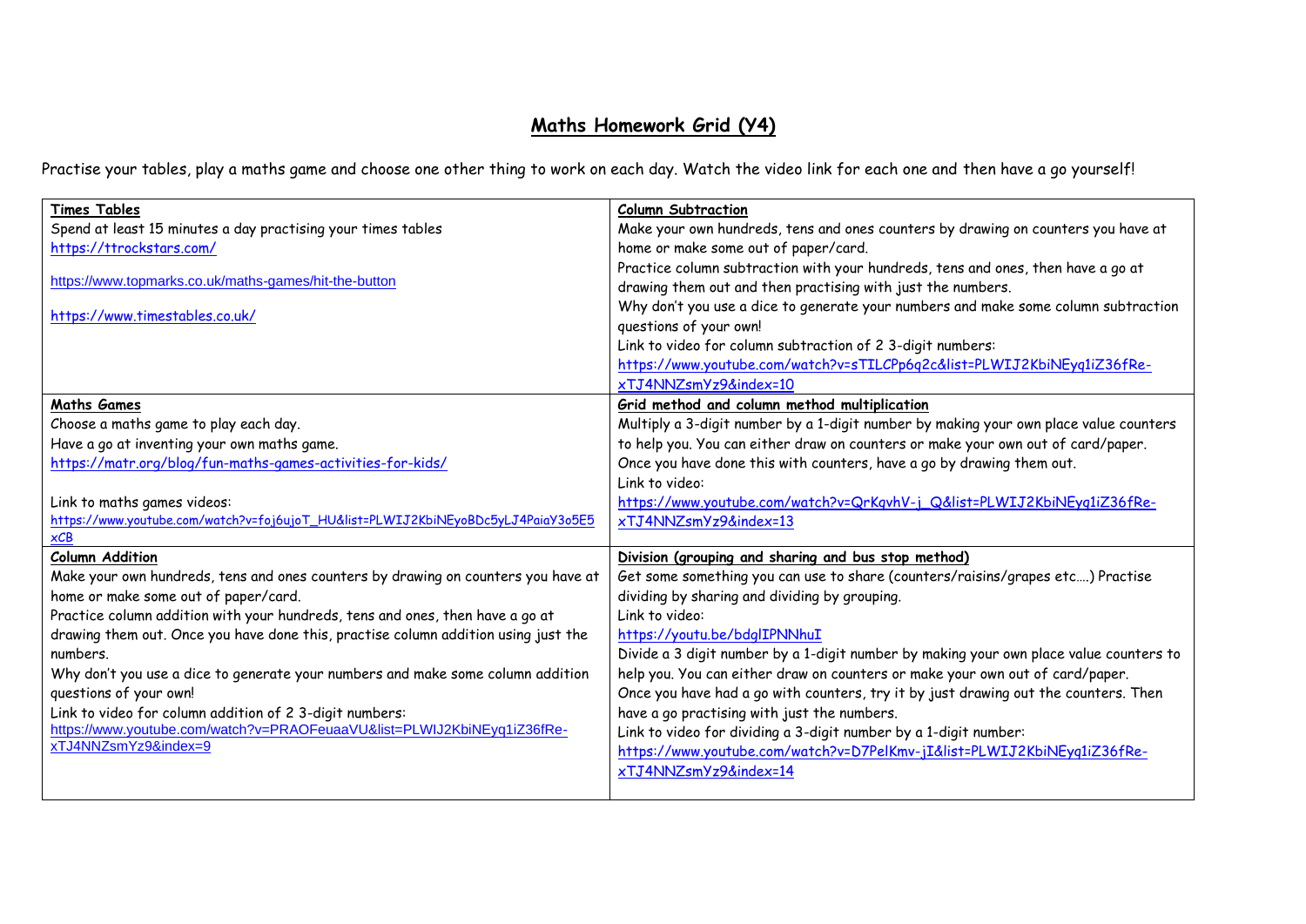# Maths Homework Grid (Y4)

Practise your tables, play a maths game and choose one other thing to work on each day. Watch the video link for each one and then have a go yourself!

| **Times Tables**<br>Spend at least 15 minutes a day practising your times tables<br>https://ttrockstars.com/<br><br>https://www.topmarks.co.uk/maths-games/hit-the-button<br><br>https://www.timestables.co.uk/ | **Column Subtraction**<br>Make your own hundreds, tens and ones counters by drawing on counters you have at home or make some out of paper/card.<br>Practice column subtraction with your hundreds, tens and ones, then have a go at drawing them out and then practising with just the numbers.<br>Why don't you use a dice to generate your numbers and make some column subtraction questions of your own!<br>Link to video for column subtraction of 2 3-digit numbers:<br>https://www.youtube.com/watch?v=sTILCPp6q2c&list=PLWIJ2KbiNEyq1iZ36fRe-xTJ4NNZsmYz9&index=10 |
|---|---|
| **Maths Games**<br>Choose a maths game to play each day.<br>Have a go at inventing your own maths game.<br>https://matr.org/blog/fun-maths-games-activities-for-kids/<br><br>Link to maths games videos:<br>https://www.youtube.com/watch?v=foj6ujoT_HU&list=PLWIJ2KbiNEyoBDc5yLJ4PaiaY3o5E5xCB | **Grid method and column method multiplication**<br>Multiply a 3-digit number by a 1-digit number by making your own place value counters to help you. You can either draw on counters or make your own out of card/paper.<br>Once you have done this with counters, have a go by drawing them out.<br>Link to video:<br>https://www.youtube.com/watch?v=QrKqvhV-j_Q&list=PLWIJ2KbiNEyq1iZ36fRe-xTJ4NNZsmYz9&index=13 |
| **Column Addition**<br>Make your own hundreds, tens and ones counters by drawing on counters you have at home or make some out of paper/card.<br>Practice column addition with your hundreds, tens and ones, then have a go at drawing them out. Once you have done this, practise column addition using just the numbers.<br>Why don't you use a dice to generate your numbers and make some column addition questions of your own!<br>Link to video for column addition of 2 3-digit numbers:<br>https://www.youtube.com/watch?v=PRAOFeuaaVU&list=PLWIJ2KbiNEyq1iZ36fRe-xTJ4NNZsmYz9&index=9 | **Division (grouping and sharing and bus stop method)**<br>Get some something you can use to share (counters/raisins/grapes etc….) Practise dividing by sharing and dividing by grouping.<br>Link to video:<br>https://youtu.be/bdglIPNNhuI<br>Divide a 3 digit number by a 1-digit number by making your own place value counters to help you. You can either draw on counters or make your own out of card/paper.<br>Once you have had a go with counters, try it by just drawing out the counters. Then have a go practising with just the numbers.<br>Link to video for dividing a 3-digit number by a 1-digit number:<br>https://www.youtube.com/watch?v=D7PelKmv-jI&list=PLWIJ2KbiNEyq1iZ36fRe-xTJ4NNZsmYz9&index=14 |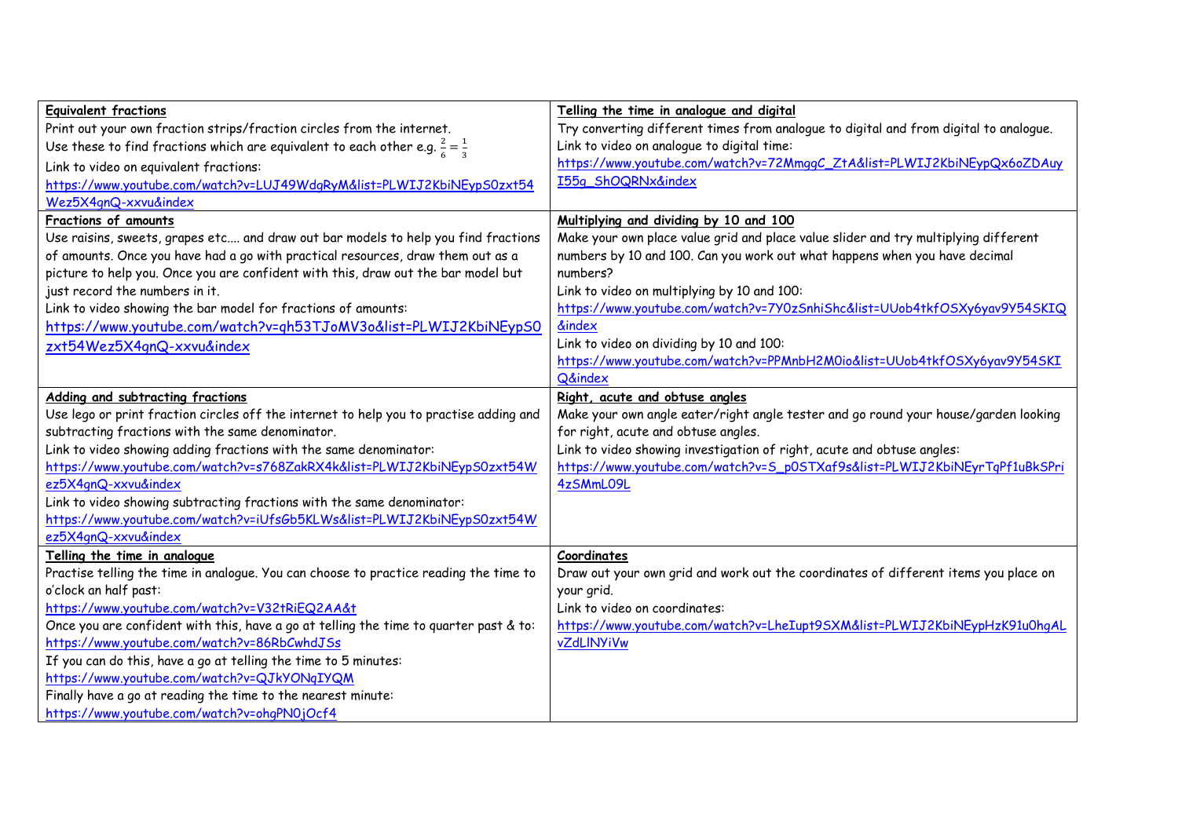| | |
|---|---|
| **Equivalent fractions**<br>Print out your own fraction strips/fraction circles from the internet.<br>Use these to find fractions which are equivalent to each other e.g. $\frac{2}{6} = \frac{1}{3}$<br>Link to video on equivalent fractions:<br>https://www.youtube.com/watch?v=LUJ49WdgRyM&list=PLWIJ2KbiNEypS0zxt54Wez5X4gnQ-xxvu&index | **Telling the time in analogue and digital**<br>Try converting different times from analogue to digital and from digital to analogue.<br>Link to video on analogue to digital time:<br>https://www.youtube.com/watch?v=72MmggC_ZtA&list=PLWIJ2KbiNEypQx6oZDAuyI55g_ShOQRNx&index |
| **Fractions of amounts**<br>Use raisins, sweets, grapes etc.... and draw out bar models to help you find fractions of amounts. Once you have had a go with practical resources, draw them out as a picture to help you. Once you are confident with this, draw out the bar model but just record the numbers in it.<br>Link to video showing the bar model for fractions of amounts:<br>https://www.youtube.com/watch?v=gh53TJoMV3o&list=PLWIJ2KbiNEypS0zxt54Wez5X4gnQ-xxvu&index | **Multiplying and dividing by 10 and 100**<br>Make your own place value grid and place value slider and try multiplying different numbers by 10 and 100. Can you work out what happens when you have decimal numbers?<br>Link to video on multiplying by 10 and 100:<br>https://www.youtube.com/watch?v=7Y0zSnhiShc&list=UUob4tkfOSXy6yav9Y54SKIQ&index<br>Link to video on dividing by 10 and 100:<br>https://www.youtube.com/watch?v=PPMnbH2M0io&list=UUob4tkfOSXy6yav9Y54SKIQ&index |
| **Adding and subtracting fractions**<br>Use lego or print fraction circles off the internet to help you to practise adding and subtracting fractions with the same denominator.<br>Link to video showing adding fractions with the same denominator:<br>https://www.youtube.com/watch?v=s768ZakRX4k&list=PLWIJ2KbiNEypS0zxt54Wez5X4gnQ-xxvu&index<br>Link to video showing subtracting fractions with the same denominator:<br>https://www.youtube.com/watch?v=iUfsGb5KLWs&list=PLWIJ2KbiNEypS0zxt54Wez5X4gnQ-xxvu&index | **Right, acute and obtuse angles**<br>Make your own angle eater/right angle tester and go round your house/garden looking for right, acute and obtuse angles.<br>Link to video showing investigation of right, acute and obtuse angles:<br>https://www.youtube.com/watch?v=S_p0STXaf9s&list=PLWIJ2KbiNEyrTqPf1uBkSPri4zSMmL09L |
| **Telling the time in analogue**<br>Practise telling the time in analogue. You can choose to practice reading the time to o'clock an half past:<br>https://www.youtube.com/watch?v=V32tRiEQ2AA&t<br>Once you are confident with this, have a go at telling the time to quarter past & to:<br>https://www.youtube.com/watch?v=86RbCwhdJSs<br>If you can do this, have a go at telling the time to 5 minutes:<br>https://www.youtube.com/watch?v=QJkYONqIYQM<br>Finally have a go at reading the time to the nearest minute:<br>https://www.youtube.com/watch?v=ohgPN0jOcf4 | **Coordinates**<br>Draw out your own grid and work out the coordinates of different items you place on your grid.<br>Link to video on coordinates:<br>https://www.youtube.com/watch?v=LheIupt9SXM&list=PLWIJ2KbiNEypHzK91u0hgALvZdLINYiVw |